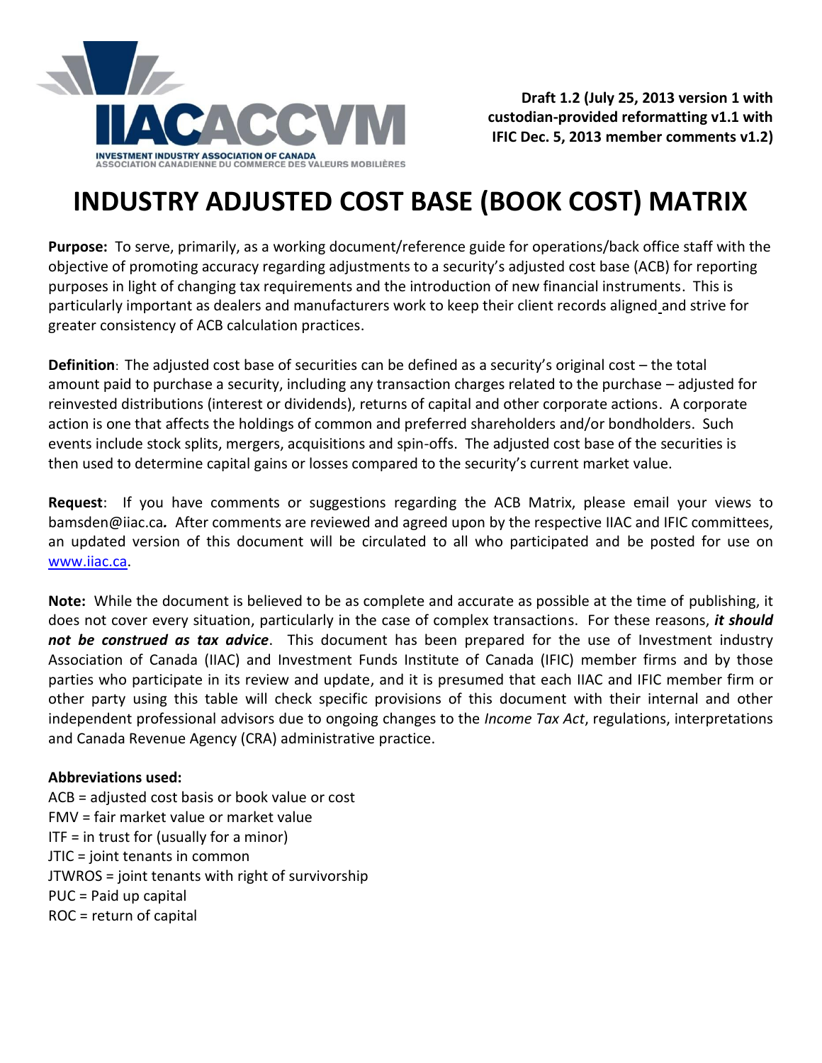IIACACCVM

INVESTMENT INDUSTRY ASSOCIATION OF CANADA
ASSOCIATION CANADIENNE DU COMMERCE DES VALEURS MOBILIÈRES

**Draft 1.2 (July 25, 2013 version 1 with custodian-provided reformatting v1.1 with IFIC Dec. 5, 2013 member comments v1.2)**

# INDUSTRY ADJUSTED COST BASE (BOOK COST) MATRIX

**Purpose:** To serve, primarily, as a working document/reference guide for operations/back office staff with the objective of promoting accuracy regarding adjustments to a security's adjusted cost base (ACB) for reporting purposes in light of changing tax requirements and the introduction of new financial instruments. This is particularly important as dealers and manufacturers work to keep their client records aligned and strive for greater consistency of ACB calculation practices.

**Definition**: The adjusted cost base of securities can be defined as a security's original cost – the total amount paid to purchase a security, including any transaction charges related to the purchase – adjusted for reinvested distributions (interest or dividends), returns of capital and other corporate actions. A corporate action is one that affects the holdings of common and preferred shareholders and/or bondholders. Such events include stock splits, mergers, acquisitions and spin-offs. The adjusted cost base of the securities is then used to determine capital gains or losses compared to the security's current market value.

**Request**: If you have comments or suggestions regarding the ACB Matrix, please email your views to bamsden@iiac.ca*.* After comments are reviewed and agreed upon by the respective IIAC and IFIC committees, an updated version of this document will be circulated to all who participated and be posted for use on www.iiac.ca.

**Note:** While the document is believed to be as complete and accurate as possible at the time of publishing, it does not cover every situation, particularly in the case of complex transactions. For these reasons, ***it should not be construed as tax advice***. This document has been prepared for the use of Investment industry Association of Canada (IIAC) and Investment Funds Institute of Canada (IFIC) member firms and by those parties who participate in its review and update, and it is presumed that each IIAC and IFIC member firm or other party using this table will check specific provisions of this document with their internal and other independent professional advisors due to ongoing changes to the *Income Tax Act*, regulations, interpretations and Canada Revenue Agency (CRA) administrative practice.

**Abbreviations used:**

ACB = adjusted cost basis or book value or cost
FMV = fair market value or market value
ITF = in trust for (usually for a minor)
JTIC = joint tenants in common
JTWROS = joint tenants with right of survivorship
PUC = Paid up capital
ROC = return of capital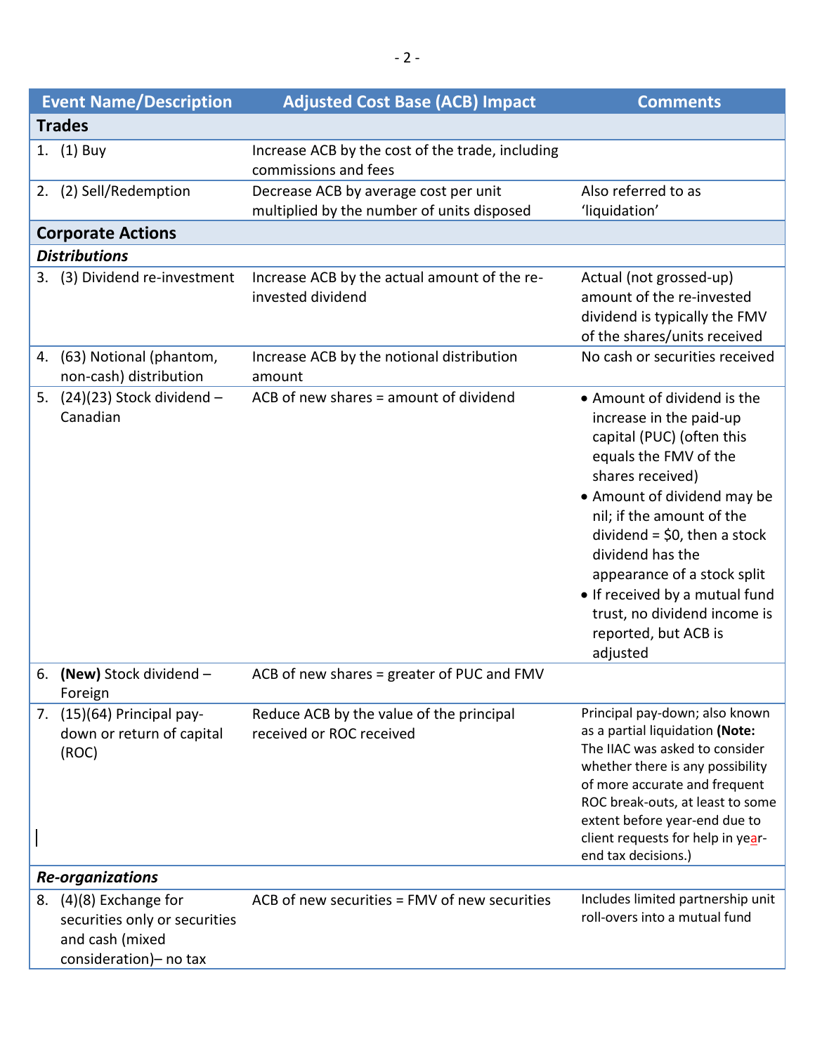| Event Name/Description | Adjusted Cost Base (ACB) Impact | Comments |
|---|---|---|
| **Trades** | | |
| 1. (1) Buy | Increase ACB by the cost of the trade, including commissions and fees | |
| 2. (2) Sell/Redemption | Decrease ACB by average cost per unit multiplied by the number of units disposed | Also referred to as 'liquidation' |
| **Corporate Actions** | | |
| ***Distributions*** | | |
| 3. (3) Dividend re-investment | Increase ACB by the actual amount of the re-invested dividend | Actual (not grossed-up) amount of the re-invested dividend is typically the FMV of the shares/units received |
| 4. (63) Notional (phantom, non-cash) distribution | Increase ACB by the notional distribution amount | No cash or securities received |
| 5. (24)(23) Stock dividend – Canadian | ACB of new shares = amount of dividend | • Amount of dividend is the increase in the paid-up capital (PUC) (often this equals the FMV of the shares received)<br>• Amount of dividend may be nil; if the amount of the dividend = $0, then a stock dividend has the appearance of a stock split<br>• If received by a mutual fund trust, no dividend income is reported, but ACB is adjusted |
| 6. **(New)** Stock dividend – Foreign | ACB of new shares = greater of PUC and FMV | |
| 7. (15)(64) Principal pay-down or return of capital (ROC) | Reduce ACB by the value of the principal received or ROC received | Principal pay-down; also known as a partial liquidation **(Note:** The IIAC was asked to consider whether there is any possibility of more accurate and frequent ROC break-outs, at least to some extent before year-end due to client requests for help in year-end tax decisions.) |
| ***Re-organizations*** | | |
| 8. (4)(8) Exchange for securities only or securities and cash (mixed consideration)– no tax | ACB of new securities = FMV of new securities | Includes limited partnership unit roll-overs into a mutual fund |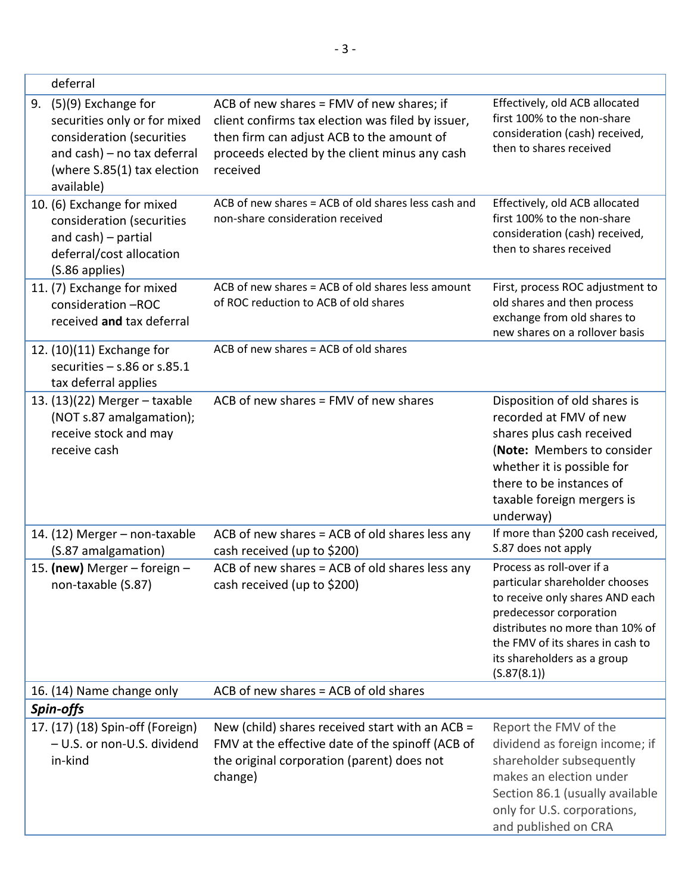| | | |
|---|---|---|
| deferral | | |
| 9. (5)(9) Exchange for securities only or for mixed consideration (securities and cash) – no tax deferral (where S.85(1) tax election available) | ACB of new shares = FMV of new shares; if client confirms tax election was filed by issuer, then firm can adjust ACB to the amount of proceeds elected by the client minus any cash received | Effectively, old ACB allocated first 100% to the non-share consideration (cash) received, then to shares received |
| 10. (6) Exchange for mixed consideration (securities and cash) – partial deferral/cost allocation (S.86 applies) | ACB of new shares = ACB of old shares less cash and non-share consideration received | Effectively, old ACB allocated first 100% to the non-share consideration (cash) received, then to shares received |
| 11. (7) Exchange for mixed consideration –ROC received **and** tax deferral | ACB of new shares = ACB of old shares less amount of ROC reduction to ACB of old shares | First, process ROC adjustment to old shares and then process exchange from old shares to new shares on a rollover basis |
| 12. (10)(11) Exchange for securities – s.86 or s.85.1 tax deferral applies | ACB of new shares = ACB of old shares | |
| 13. (13)(22) Merger – taxable (NOT s.87 amalgamation); receive stock and may receive cash | ACB of new shares = FMV of new shares | Disposition of old shares is recorded at FMV of new shares plus cash received (**Note:** Members to consider whether it is possible for there to be instances of taxable foreign mergers is underway) |
| 14. (12) Merger – non-taxable (S.87 amalgamation) | ACB of new shares = ACB of old shares less any cash received (up to $200) | If more than $200 cash received, S.87 does not apply |
| 15. **(new)** Merger – foreign – non-taxable (S.87) | ACB of new shares = ACB of old shares less any cash received (up to $200) | Process as roll-over if a particular shareholder chooses to receive only shares AND each predecessor corporation distributes no more than 10% of the FMV of its shares in cash to its shareholders as a group (S.87(8.1)) |
| 16. (14) Name change only | ACB of new shares = ACB of old shares | |
| ***Spin-offs*** | | |
| 17. (17) (18) Spin-off (Foreign) – U.S. or non-U.S. dividend in-kind | New (child) shares received start with an ACB = FMV at the effective date of the spinoff (ACB of the original corporation (parent) does not change) | Report the FMV of the dividend as foreign income; if shareholder subsequently makes an election under Section 86.1 (usually available only for U.S. corporations, and published on CRA |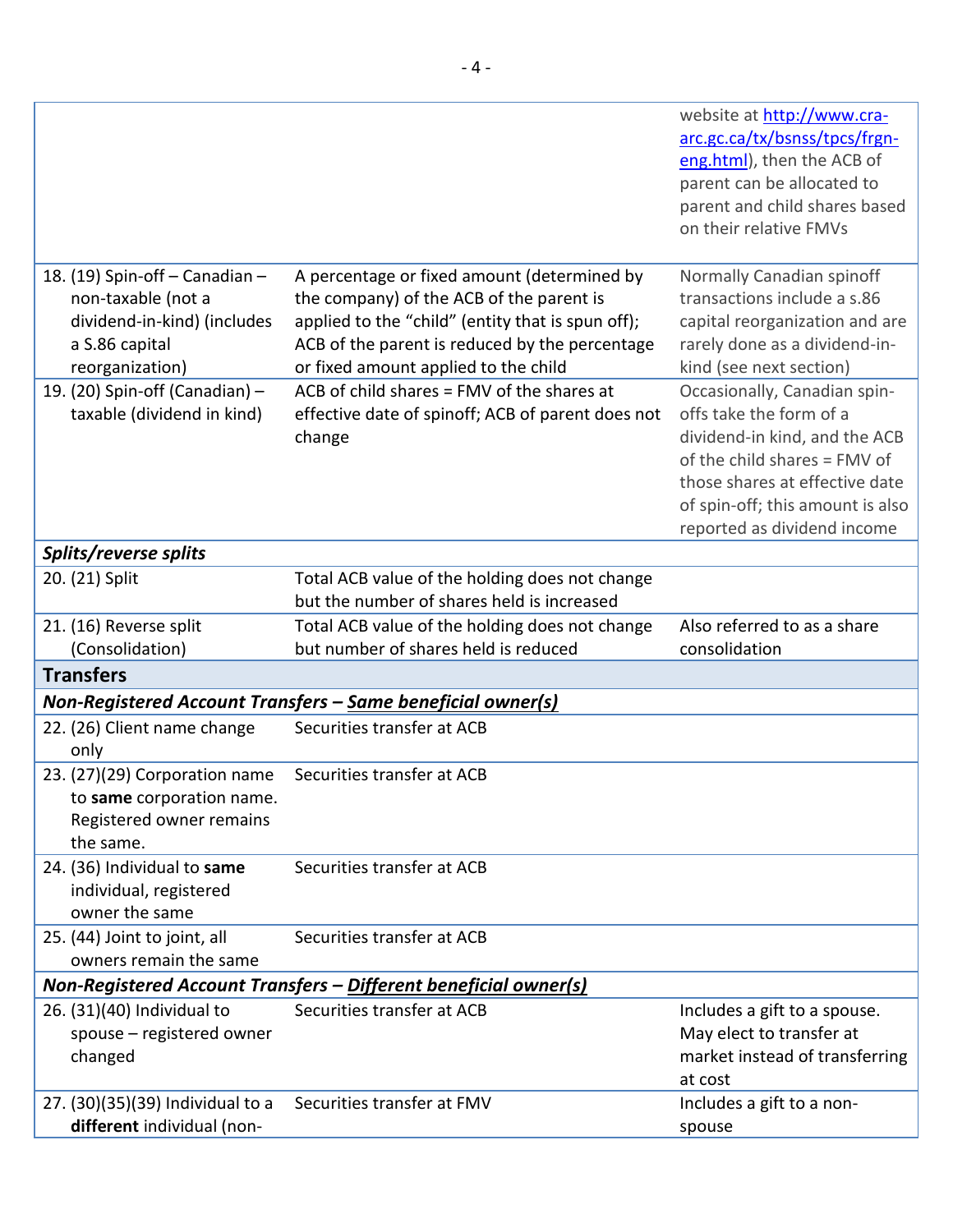| | | |
|---|---|---|
| | | website at http://www.cra-arc.gc.ca/tx/bsnss/tpcs/frgn-eng.html), then the ACB of parent can be allocated to parent and child shares based on their relative FMVs |
| 18. (19) Spin-off – Canadian – non-taxable (not a dividend-in-kind) (includes a S.86 capital reorganization) | A percentage or fixed amount (determined by the company) of the ACB of the parent is applied to the "child" (entity that is spun off); ACB of the parent is reduced by the percentage or fixed amount applied to the child | Normally Canadian spinoff transactions include a s.86 capital reorganization and are rarely done as a dividend-in-kind (see next section) |
| 19. (20) Spin-off (Canadian) – taxable (dividend in kind) | ACB of child shares = FMV of the shares at effective date of spinoff; ACB of parent does not change | Occasionally, Canadian spin-offs take the form of a dividend-in kind, and the ACB of the child shares = FMV of those shares at effective date of spin-off; this amount is also reported as dividend income |
| ***Splits/reverse splits*** | | |
| 20. (21) Split | Total ACB value of the holding does not change but the number of shares held is increased | |
| 21. (16) Reverse split (Consolidation) | Total ACB value of the holding does not change but number of shares held is reduced | Also referred to as a share consolidation |
| **Transfers** | | |
| ***Non-Registered Account Transfers – Same beneficial owner(s)*** | | |
| 22. (26) Client name change only | Securities transfer at ACB | |
| 23. (27)(29) Corporation name to **same** corporation name. Registered owner remains the same. | Securities transfer at ACB | |
| 24. (36) Individual to **same** individual, registered owner the same | Securities transfer at ACB | |
| 25. (44) Joint to joint, all owners remain the same | Securities transfer at ACB | |
| ***Non-Registered Account Transfers – Different beneficial owner(s)*** | | |
| 26. (31)(40) Individual to spouse – registered owner changed | Securities transfer at ACB | Includes a gift to a spouse. May elect to transfer at market instead of transferring at cost |
| 27. (30)(35)(39) Individual to a **different** individual (non- | Securities transfer at FMV | Includes a gift to a non-spouse |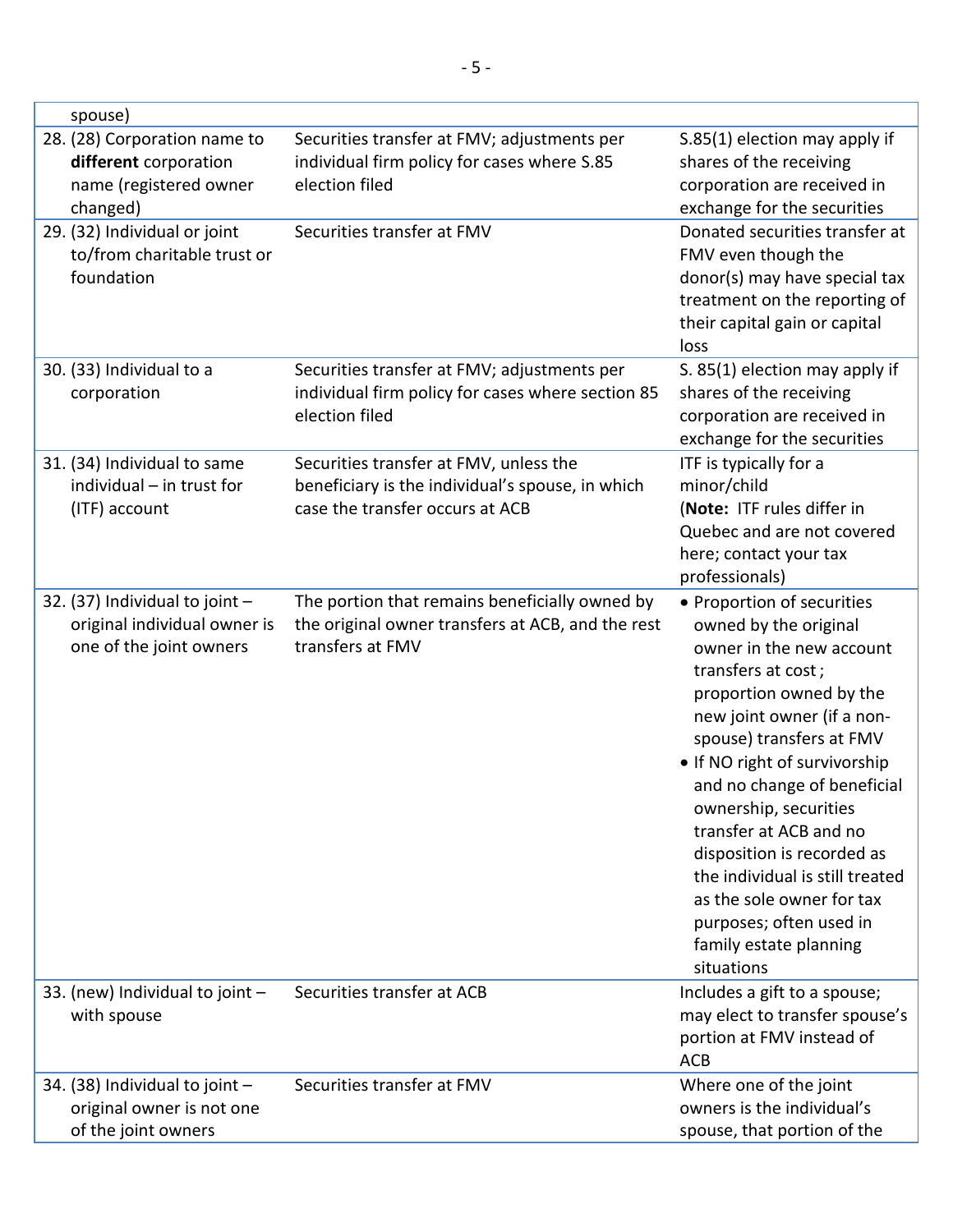| | | |
|---|---|---|
| spouse) | | |
| 28. (28) Corporation name to **different** corporation name (registered owner changed) | Securities transfer at FMV; adjustments per individual firm policy for cases where S.85 election filed | S.85(1) election may apply if shares of the receiving corporation are received in exchange for the securities |
| 29. (32) Individual or joint to/from charitable trust or foundation | Securities transfer at FMV | Donated securities transfer at FMV even though the donor(s) may have special tax treatment on the reporting of their capital gain or capital loss |
| 30. (33) Individual to a corporation | Securities transfer at FMV; adjustments per individual firm policy for cases where section 85 election filed | S. 85(1) election may apply if shares of the receiving corporation are received in exchange for the securities |
| 31. (34) Individual to same individual – in trust for (ITF) account | Securities transfer at FMV, unless the beneficiary is the individual's spouse, in which case the transfer occurs at ACB | ITF is typically for a minor/child (**Note:** ITF rules differ in Quebec and are not covered here; contact your tax professionals) |
| 32. (37) Individual to joint – original individual owner is one of the joint owners | The portion that remains beneficially owned by the original owner transfers at ACB, and the rest transfers at FMV | • Proportion of securities owned by the original owner in the new account transfers at cost ; proportion owned by the new joint owner (if a non-spouse) transfers at FMV<br>• If NO right of survivorship and no change of beneficial ownership, securities transfer at ACB and no disposition is recorded as the individual is still treated as the sole owner for tax purposes; often used in family estate planning situations |
| 33. (new) Individual to joint – with spouse | Securities transfer at ACB | Includes a gift to a spouse; may elect to transfer spouse's portion at FMV instead of ACB |
| 34. (38) Individual to joint – original owner is not one of the joint owners | Securities transfer at FMV | Where one of the joint owners is the individual's spouse, that portion of the |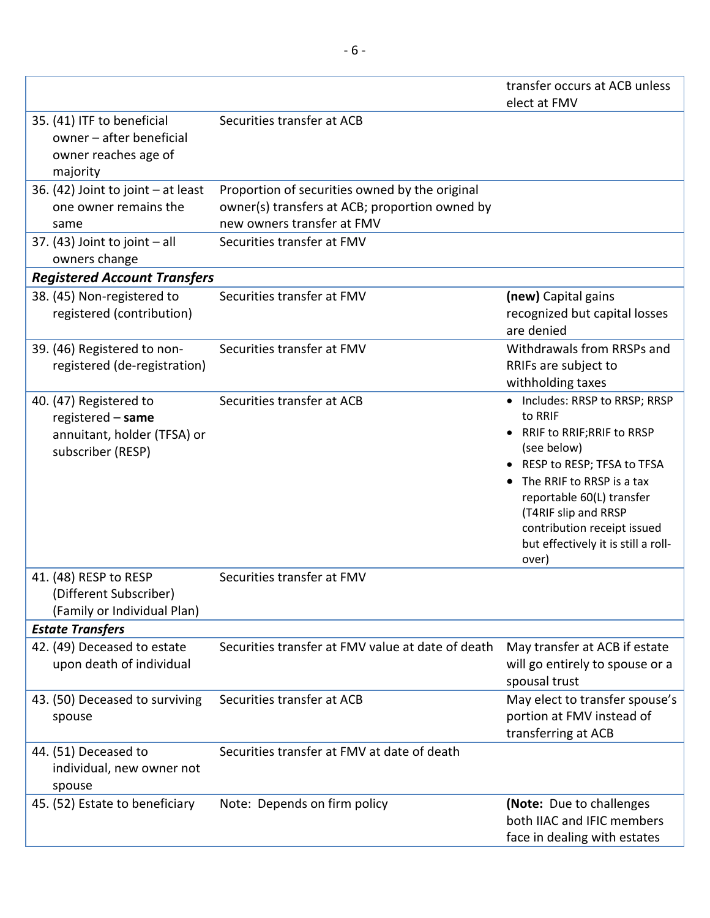| | | |
|---|---|---|
| | | transfer occurs at ACB unless elect at FMV |
| 35. (41) ITF to beneficial owner – after beneficial owner reaches age of majority | Securities transfer at ACB | |
| 36. (42) Joint to joint – at least one owner remains the same | Proportion of securities owned by the original owner(s) transfers at ACB; proportion owned by new owners transfer at FMV | |
| 37. (43) Joint to joint – all owners change | Securities transfer at FMV | |
| ***Registered Account Transfers*** | | |
| 38. (45) Non-registered to registered (contribution) | Securities transfer at FMV | **(new)** Capital gains recognized but capital losses are denied |
| 39. (46) Registered to non-registered (de-registration) | Securities transfer at FMV | Withdrawals from RRSPs and RRIFs are subject to withholding taxes |
| 40. (47) Registered to registered – **same** annuitant, holder (TFSA) or subscriber (RESP) | Securities transfer at ACB | • Includes: RRSP to RRSP; RRSP to RRIF<br>• RRIF to RRIF;RRIF to RRSP (see below)<br>• RESP to RESP; TFSA to TFSA<br>• The RRIF to RRSP is a tax reportable 60(L) transfer (T4RIF slip and RRSP contribution receipt issued but effectively it is still a roll-over) |
| 41. (48) RESP to RESP (Different Subscriber) (Family or Individual Plan) | Securities transfer at FMV | |
| ***Estate Transfers*** | | |
| 42. (49) Deceased to estate upon death of individual | Securities transfer at FMV value at date of death | May transfer at ACB if estate will go entirely to spouse or a spousal trust |
| 43. (50) Deceased to surviving spouse | Securities transfer at ACB | May elect to transfer spouse's portion at FMV instead of transferring at ACB |
| 44. (51) Deceased to individual, new owner not spouse | Securities transfer at FMV at date of death | |
| 45. (52) Estate to beneficiary | Note: Depends on firm policy | (**Note:** Due to challenges both IIAC and IFIC members face in dealing with estates |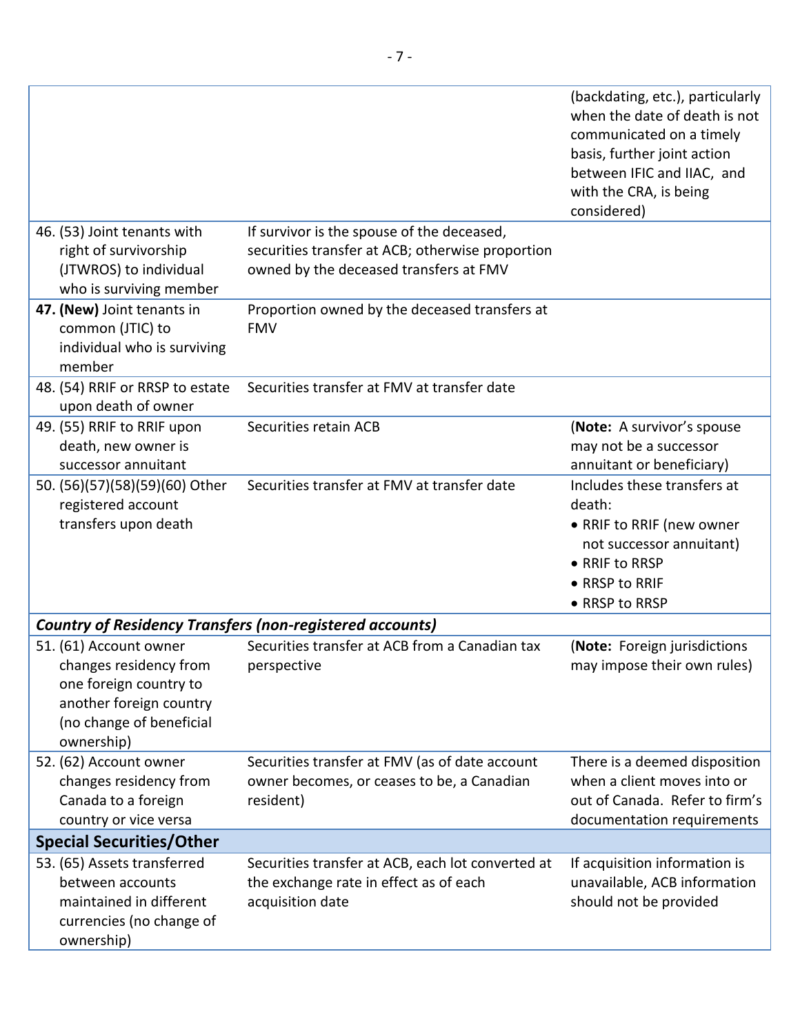| | | |
|---|---|---|
| | | (backdating, etc.), particularly when the date of death is not communicated on a timely basis, further joint action between IFIC and IIAC, and with the CRA, is being considered) |
| 46. (53) Joint tenants with right of survivorship (JTWROS) to individual who is surviving member | If survivor is the spouse of the deceased, securities transfer at ACB; otherwise proportion owned by the deceased transfers at FMV | |
| **47. (New)** Joint tenants in common (JTIC) to individual who is surviving member | Proportion owned by the deceased transfers at FMV | |
| 48. (54) RRIF or RRSP to estate upon death of owner | Securities transfer at FMV at transfer date | |
| 49. (55) RRIF to RRIF upon death, new owner is successor annuitant | Securities retain ACB | (**Note:** A survivor's spouse may not be a successor annuitant or beneficiary) |
| 50. (56)(57)(58)(59)(60) Other registered account transfers upon death | Securities transfer at FMV at transfer date | Includes these transfers at death:<br>• RRIF to RRIF (new owner not successor annuitant)<br>• RRIF to RRSP<br>• RRSP to RRIF<br>• RRSP to RRSP |
| ***Country of Residency Transfers (non-registered accounts)*** | | |
| 51. (61) Account owner changes residency from one foreign country to another foreign country (no change of beneficial ownership) | Securities transfer at ACB from a Canadian tax perspective | (**Note:** Foreign jurisdictions may impose their own rules) |
| 52. (62) Account owner changes residency from Canada to a foreign country or vice versa | Securities transfer at FMV (as of date account owner becomes, or ceases to be, a Canadian resident) | There is a deemed disposition when a client moves into or out of Canada. Refer to firm's documentation requirements |
| **Special Securities/Other** | | |
| 53. (65) Assets transferred between accounts maintained in different currencies (no change of ownership) | Securities transfer at ACB, each lot converted at the exchange rate in effect as of each acquisition date | If acquisition information is unavailable, ACB information should not be provided |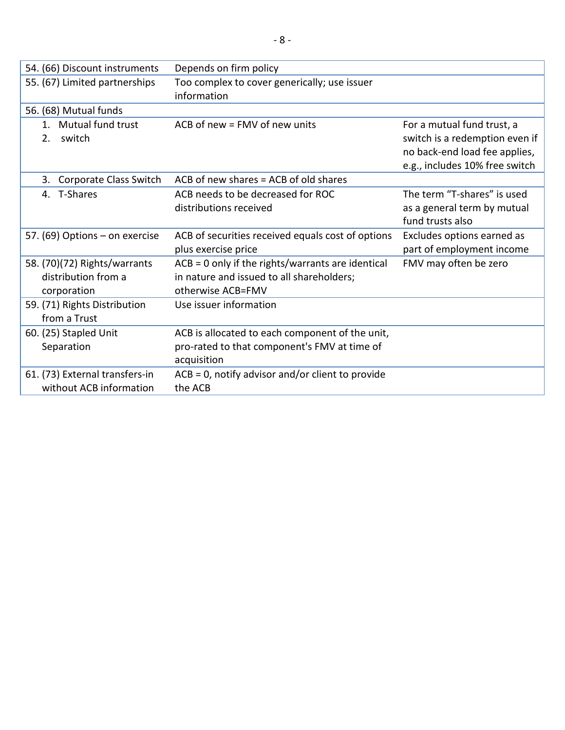| | | |
|---|---|---|
| 54. (66) Discount instruments | Depends on firm policy | |
| 55. (67) Limited partnerships | Too complex to cover generically; use issuer information | |
| 56. (68) Mutual funds | | |
| 1. Mutual fund trust 2. switch | ACB of new = FMV of new units | For a mutual fund trust, a switch is a redemption even if no back-end load fee applies, e.g., includes 10% free switch |
| 3. Corporate Class Switch | ACB of new shares = ACB of old shares | |
| 4. T-Shares | ACB needs to be decreased for ROC distributions received | The term “T-shares” is used as a general term by mutual fund trusts also |
| 57. (69) Options – on exercise | ACB of securities received equals cost of options plus exercise price | Excludes options earned as part of employment income |
| 58. (70)(72) Rights/warrants distribution from a corporation | ACB = 0 only if the rights/warrants are identical in nature and issued to all shareholders; otherwise ACB=FMV | FMV may often be zero |
| 59. (71) Rights Distribution from a Trust | Use issuer information | |
| 60. (25) Stapled Unit Separation | ACB is allocated to each component of the unit, pro-rated to that component's FMV at time of acquisition | |
| 61. (73) External transfers-in without ACB information | ACB = 0, notify advisor and/or client to provide the ACB | |